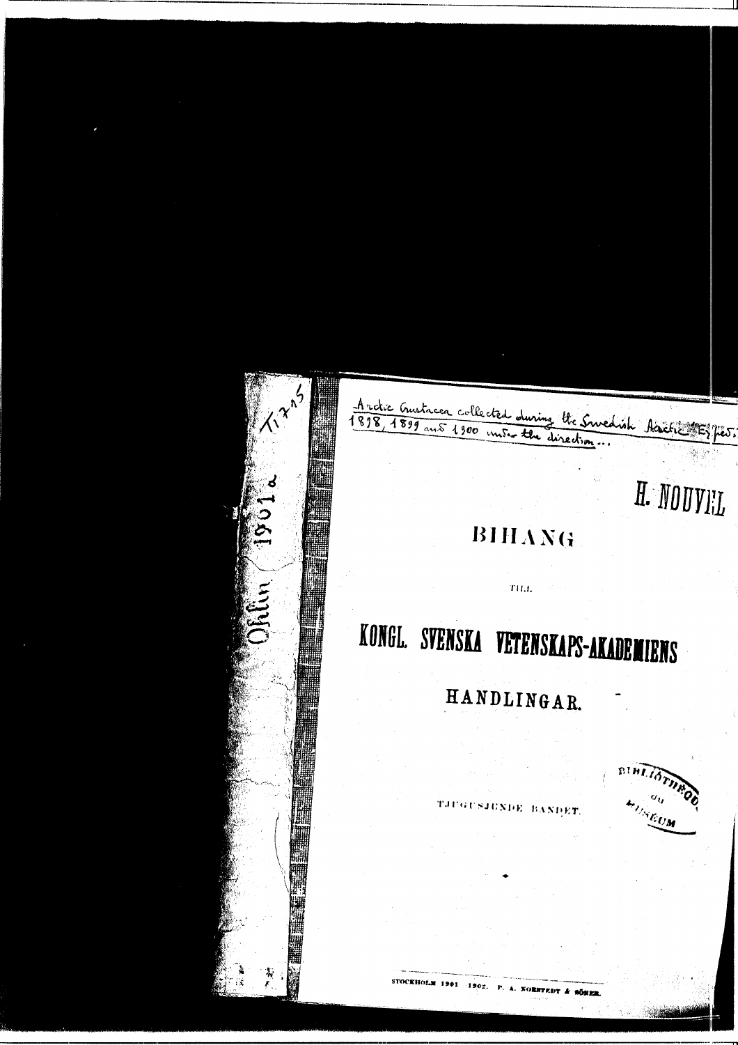Arctic Crustacea collected during the Swedish Arctic Exped. 1898, 1899 and 1900 under the direction...

H. NOUVEL

# BIHANG

TILL

# KONGL. SVENSKA VETENSKAPS-AKADEMIENS

# HANDLINGAR.

TJUGUSJUNDE BANDET.

BIBLIOTHÈQUE du MUSEUM

STOCKHOLM 1901—1902. P. A. NORSTEDT & SÖNER.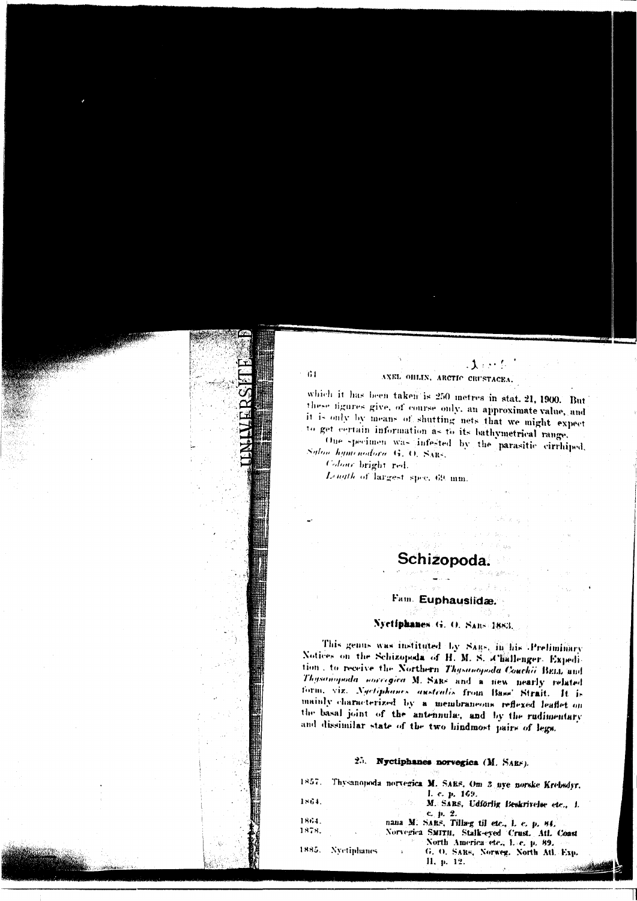which it has been taken is 250 metres in stat. 21, 1900. But these figures give, of course only, an approximate value, and it is only by means of shutting nets that we might expect to get certain information as to its bathymetrical range.

One specimen was infested by the parasitic cirrhiped, *Sylon hymenodora* G. O. SARS.

*Colour* bright red.

*Length* of largest spec. 69 mm.

# Schizopoda.

## Fam. Euphausiidæ.

### Nyctiphanes G. O. SARS 1883.

This genus was instituted by SARS, in his »Preliminary Notices on the Schizopoda of H. M. S. »Challenger» Expedition», to receive the Northern *Thysanopoda Couchii* BELL and *Thysanopoda norvegica* M. SARS and a new nearly related form, viz. *Nyctiphanes australis* from Bass' Strait. It is mainly characterized by a membraneous reflexed leaflet on the basal joint of the antennulæ, and by the rudimentary and dissimilar state of the two hindmost pairs of legs.

#### 25. Nyctiphanes norvegica (M. SARS).

1857. Thysanopoda norvegica M. SARS, Om 3 nye norske Krebsdyr, l. c. p. 169.
1864. M. SARS, Udførlig Beskrivelse etc., l. c. p. 2.
1864. nana M. SARS, Tillæg til etc., l. c. p. 84.
1878. Norvegica SMITH, Stalk-eyed Crust. Atl. Coast North America etc., l. c. p. 89.
1885. Nyctiphanes G. O. SARS, Norweg. North Atl. Exp. II, p. 12.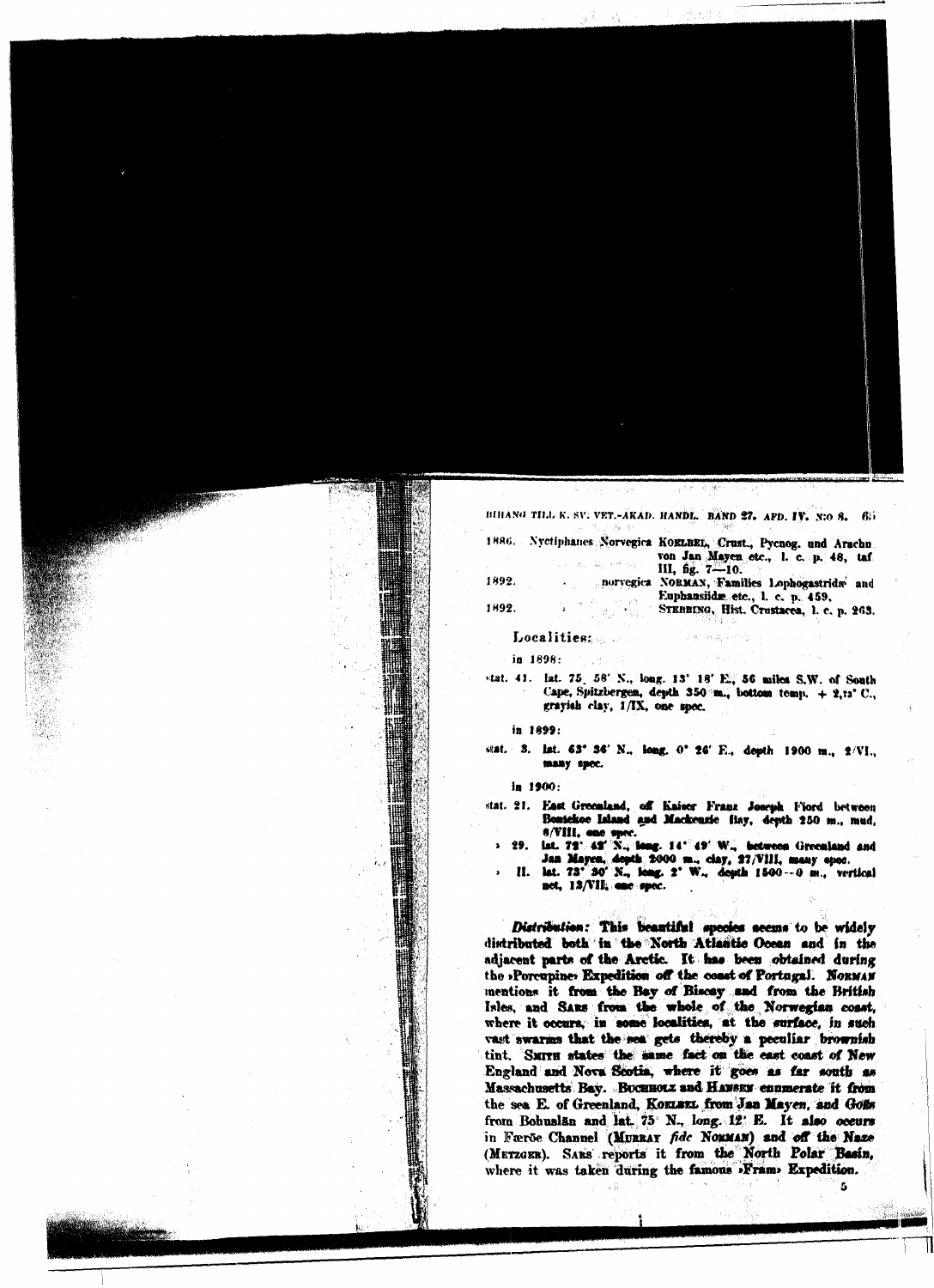| | | |
|---|---|---|
| 1886. | Nyctiphanes Norvegica | KOELBEL, Crust., Pycnog. und Arachn. von Jan Mayen etc., l. c. p. 48, taf. III, fig. 7—10. |
| 1892. | norvegica | NORMAN, Families Lophogastridæ and Euphausiidæ etc., l. c. p. 459. |
| 1892. | » | STEBBING, Hist. Crustacea, l. c. p. 263. |

Localities:

in 1898:

stat. 41. lat. 75° 58′ N., long. 13° 18′ E., 56 miles S.W. of South Cape, Spitzbergen, depth 350 m., bottom temp. + 2,12° C., grayish clay, 1/IX, one spec.

in 1899:

stat. 3. lat. 63° 36′ N., long. 0° 26′ E., depth 1900 m., 2/VI., many spec.

in 1900:

stat. 21. East Greenland, off Kaiser Franz Joseph Fiord between Bontekoe Island and Mackenzie Bay, depth 250 m., mud, 8/VIII, one spec.

» 29. lat. 72° 42′ N., long. 14° 49′ W., between Greenland and Jan Mayen, depth 2000 m., clay, 27/VIII, many spec.

» II. lat. 73° 30′ N., long. 2° W., depth 1500—0 m., vertical net, 13/VII, one spec.

*Distribution:* This beautiful species seems to be widely distributed both in the North Atlantic Ocean and in the adjacent parts of the Arctic. It has been obtained during the »Porcupine» Expedition off the coast of Portugal. NORMAN mentions it from the Bay of Biscay and from the British Isles, and SARS from the whole of the Norwegian coast, where it occurs, in some localities, at the surface, in such vast swarms that the sea gets thereby a peculiar brownish tint. SMITH states the same fact on the east coast of New England and Nova Scotia, where it goes as far south as Massachusetts Bay. BUCHHOLZ and HANSEN enumerate it from the sea E. of Greenland, KOELBEL from Jan Mayen, and GOËS from Bohuslän and lat. 75° N., long. 12° E. It also occurs in Færöe Channel (MURRAY *fide* NORMAN) and off the Naze (METZGER). SARS reports it from the North Polar Basin, where it was taken during the famous »Fram» Expedition.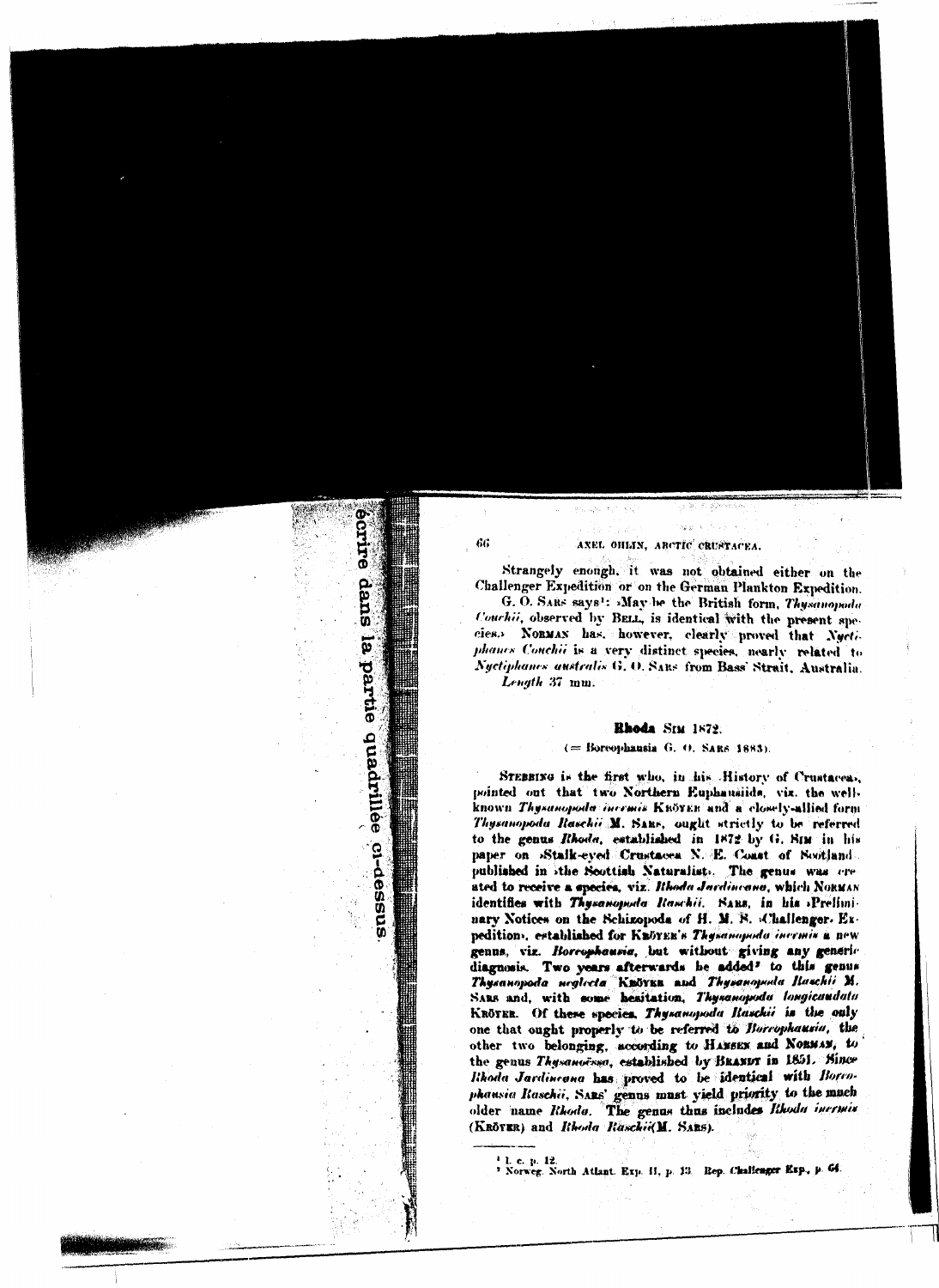Strangely enough, it was not obtained either on the Challenger Expedition or on the German Plankton Expedition.

G. O. SARS says[1]: »May be the British form, *Thysanopoda Couchii*, observed by BELL, is identical with the present species.» NORMAN has, however, clearly proved that *Nyctiphanes Couchii* is a very distinct species, nearly related to *Nyctiphanes australis* G. O. SARS from Bass' Strait, Australia.

*Length* 37 mm.

### Rhoda SIM 1872.

(= Boreophausia G. O. SARS 1883).

STEBBING is the first who, in his »History of Crustacea», pointed out that two Northern Euphausiids, viz. the well-known *Thysanopoda inermis* KRÖYER and a closely-allied form *Thysanopoda Raschii* M. SARS, ought strictly to be referred to the genus *Rhoda*, established in 1872 by G. SIM in his paper on »Stalk-eyed Crustacea N. E. Coast of Scotland» published in »the Scottish Naturalist». The genus was created to receive a species, viz. *Rhoda Jardineana*, which NORMAN identifies with *Thysanopoda Raschii*. SARS, in his »Preliminary Notices on the Schizopoda of H. M. S. »Challenger» Expedition», established for KRÖYER's *Thysanopoda inermis* a new genus, viz. *Boreophausia*, but without giving any generic diagnosis. Two years afterwards he added[2] to this genus *Thysanopoda neglecta* KRÖYER and *Thysanopoda Raschii* M. SARS and, with some hesitation, *Thysanopoda longicaudata* KRÖYER. Of these species, *Thysanopoda Raschii* is the only one that ought properly to be referred to *Boreophausia*, the other two belonging, according to HANSEN and NORMAN, to the genus *Thysanoëssa*, established by BRANDT in 1851. Since *Rhoda Jardineana* has proved to be identical with *Boreophausia Raschii*, SARS' genus must yield priority to the much older name *Rhoda*. The genus thus includes *Rhoda inermis* (KRÖYER) and *Rhoda Raschii* (M. SARS).

[1] l. c. p. 12.
[2] Norweg. North Atlant. Exp. II, p. 13. Rep. Challenger Exp., p. 64.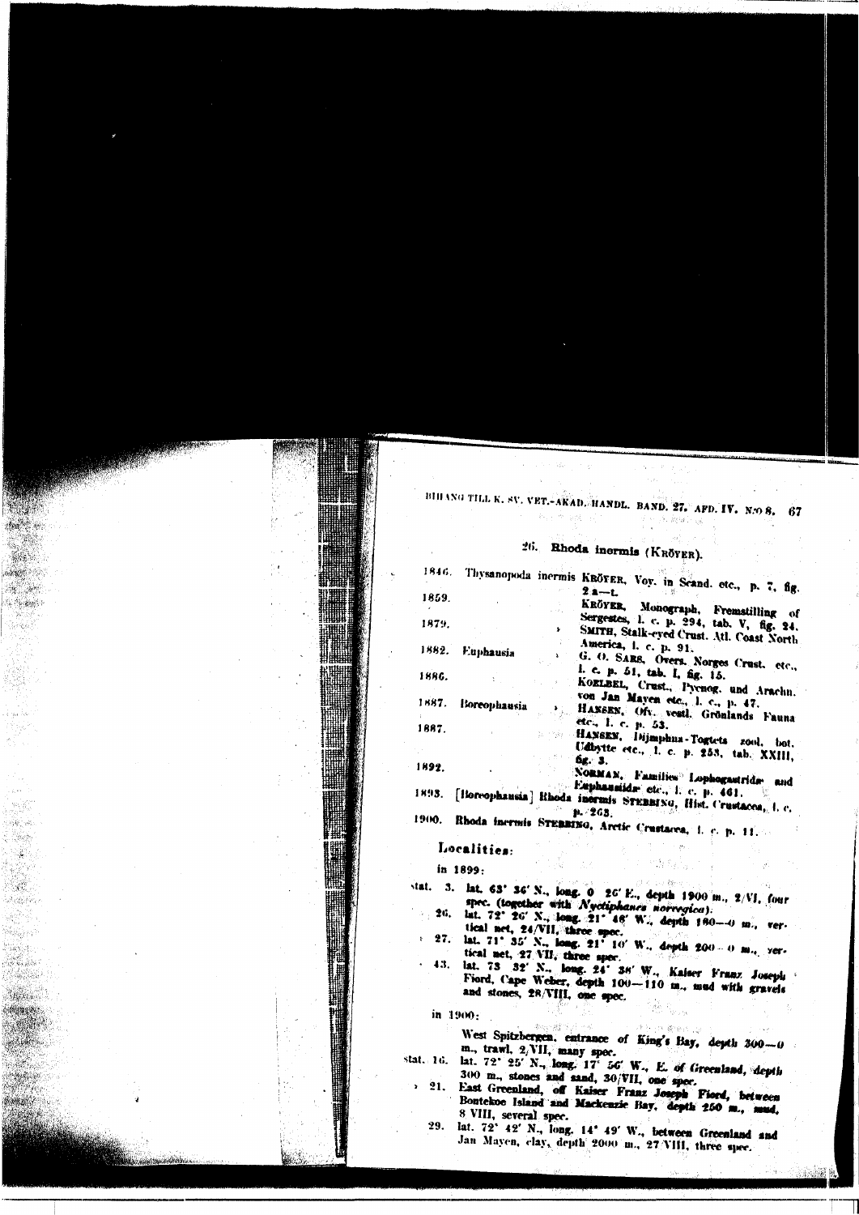## 26. Rhoda inermis (Kröyer).

1846. Thysanopoda inermis Kröyer, Voy. in Scand. etc., p. 7, fig. 2 a—t.

1859. » Kröyer, Monograph, Fremstilling of Sergestes, l. c. p. 294, tab. V, fig. 24.

1879. » Smith, Stalk-eyed Crust. Atl. Coast North America, l. c. p. 91.

1882. Euphausia » G. O. Sars, Overs. Norges Crust. etc., l. c. p. 51, tab. I, fig. 15.

1886. » Koelbel, Crust., Pycnog. und Arachn. von Jan Mayen etc., l. c., p. 47.

1887. Boreophausia » Hansen, Ofv. vestl. Grönlands Fauna etc., l. c. p. 53.

1887. » Hansen, Dijmphna-Togtets zool. bot. Udbytte etc., l. c. p. 253, tab. XXIII, fig. 3.

1892. » Norman, Families Lophogastridæ and Euphausiidæ etc., l. c. p. 461.

1893. [Boreophausia] Rhoda inermis Stebbing, Hist. Crustacea, l. c. p. 263.

1900. Rhoda inermis Stebbing, Arctic Crustacea, l. c. p. 11.

### Localities:

in 1899:

stat. 3. lat. 63° 36′ N., long. 0° 26′ E., depth 1900 m., 2/VI, four spec. (together with *Nyctiphanes norvegica*).

» 26. lat. 72° 26′ N., long. 21° 46′ W., depth 180—0 m., vertical net, 24/VII, three spec.

» 27. lat. 71° 35′ N., long. 21° 10′ W., depth 200—0 m., vertical net, 27/VII, three spec.

» 43. lat. 73° 32′ N., long. 24° 38′ W., Kaiser Franz Joseph Fiord, Cape Weber, depth 100—110 m., mud with gravels and stones, 28/VIII, one spec.

in 1900:

West Spitzbergen, entrance of King's Bay, depth 300—0 m., trawl, 2/VII, many spec.

stat. 16. lat. 72° 25′ N., long. 17° 56′ W., E. of Greenland, depth 300 m., stones and sand, 30/VII, one spec.

» 21. East Greenland, off Kaiser Franz Joseph Fiord, between Bontekoe Island and Mackenzie Bay, depth 250 m., mud, 8/VIII, several spec.

» 29. lat. 72° 42′ N., long. 14° 49′ W., between Greenland and Jan Mayen, clay, depth 2000 m., 27/VIII, three spec.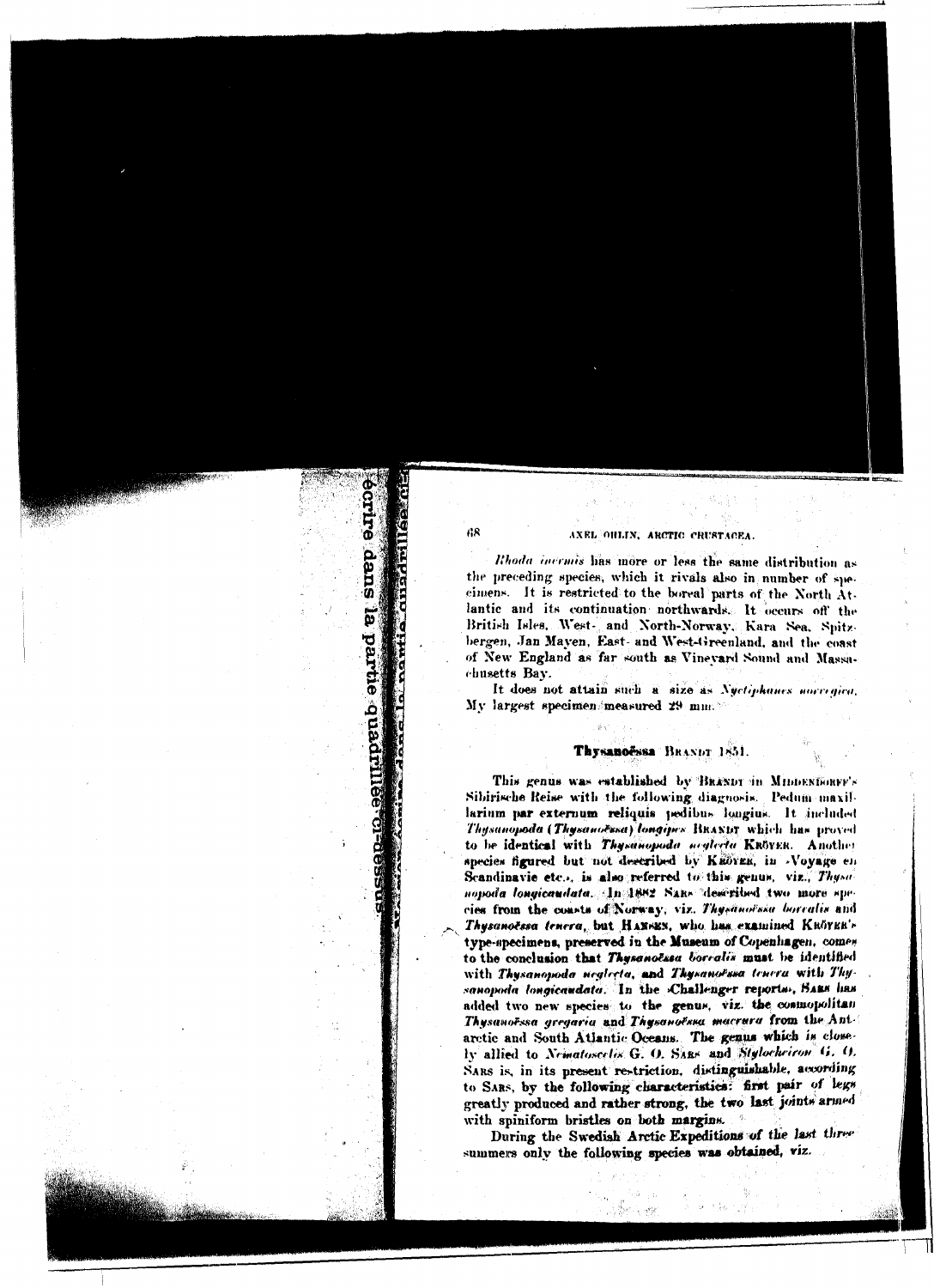*Rhoda inermis* has more or less the same distribution as the preceding species, which it rivals also in number of specimens. It is restricted to the boreal parts of the North Atlantic and its continuation northwards. It occurs off the British Isles, West- and North-Norway, Kara Sea, Spitzbergen, Jan Mayen, East- and West-Greenland, and the coast of New England as far south as Vineyard Sound and Massachusetts Bay.

It does not attain such a size as *Nyctiphanes norvegica*. My largest specimen measured 29 mm.

## Thysanoëssa Brandt 1851.

This genus was established by Brandt in Middendorff's Sibirische Reise with the following diagnosis. Pedum maxillarium par externum reliquis pedibus longius. It included *Thysanopoda (Thysanoëssa) longipes* Brandt which has proved to be identical with *Thysanopoda neglecta* Kröyer. Another species figured but not described by Kröyer, in »Voyage en Scandinavie etc.», is also referred to this genus, viz., *Thysanopoda longicaudata*. In 1882 Sars described two more species from the coasts of Norway, viz. *Thysanoëssa borealis* and *Thysanoëssa tenera*, but Hansen, who has examined Kröyer's type-specimens, preserved in the Museum of Copenhagen, comes to the conclusion that *Thysanoëssa borealis* must be identified with *Thysanopoda neglecta*, and *Thysanoëssa tenera* with *Thysanopoda longicaudata*. In the »Challenger report», Sars has added two new species to the genus, viz. the cosmopolitan *Thysanoëssa gregaria* and *Thysanoëssa macrura* from the Antarctic and South Atlantic Oceans. The genus which is closely allied to *Nematoscelis* G. O. Sars and *Stylocheiron* G. O. Sars is, in its present restriction, distinguishable, according to Sars, by the following characteristics: first pair of legs greatly produced and rather strong, the two last joints armed with spiniform bristles on both margins.

During the Swedish Arctic Expeditions of the last three summers only the following species was obtained, viz.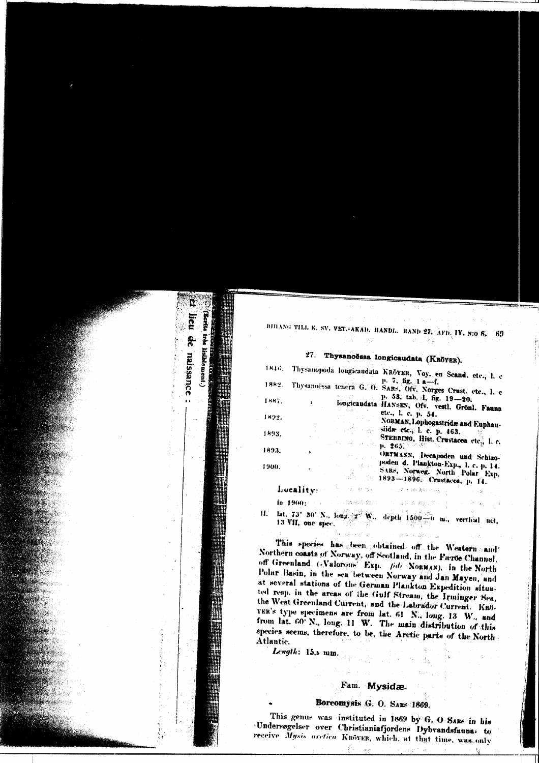## 27. Thysanoëssa longicaudata (Kröyer).

1846. Thysanopoda longicaudata Kröyer, Voy. en Scand. etc., l. c p. 7, fig. 1 a—f.
1882. Thysanoëssa tenera G. O. Sars, Ofv. Norges Crust. etc., l. c p. 53, tab. 1, fig. 19—20.
1887. » longicaudata Hansen, Ofv. vestl. Grönl. Fauna etc., l. c. p. 54.
1892. » Norman, Lophogastridæ and Euphausiidæ etc., l. c. p. 463.
1893. » Stebbing, Hist. Crustacea etc., l. c. p. 265.
1893. » Ortmann, Decapoden und Schizopoden d. Plankton-Exp., l. c. p. 14.
1900. » Sars, Norweg. North Polar Exp. 1893—1896. Crustacea, p. 14.

**Locality:**

in 1900:

II. lat. 73° 30′ N., long. 2° W., depth 1500—0 m., vertical net, 13/VII, one spec.

This species has been obtained off the Western and Northern coasts of Norway, off Scotland, in the Færöe Channel, off Greenland (›Valorous‹ Exp. *fide* Norman), in the North Polar Basin, in the sea between Norway and Jan Mayen, and at several stations of the German Plankton Expedition situated resp. in the areas of the Gulf Stream, the Irminger Sea, the West Greenland Current, and the Labrador Current. Kröyer's type specimens are from lat. 61° N., long. 13° W., and from lat. 60° N., long. 11° W. The main distribution of this species seems, therefore, to be, the Arctic parts of the North Atlantic.

*Length*: 15,5 mm.

### Fam. Mysidæ.

#### Boreomysis G. O. Sars 1869.

This genus was instituted in 1869 by G. O Sars in his ›Undersøgelser over Christianiafjordens Dybvandsfauna› to receive *Mysis arctica* Kröyer, which. at that time, was only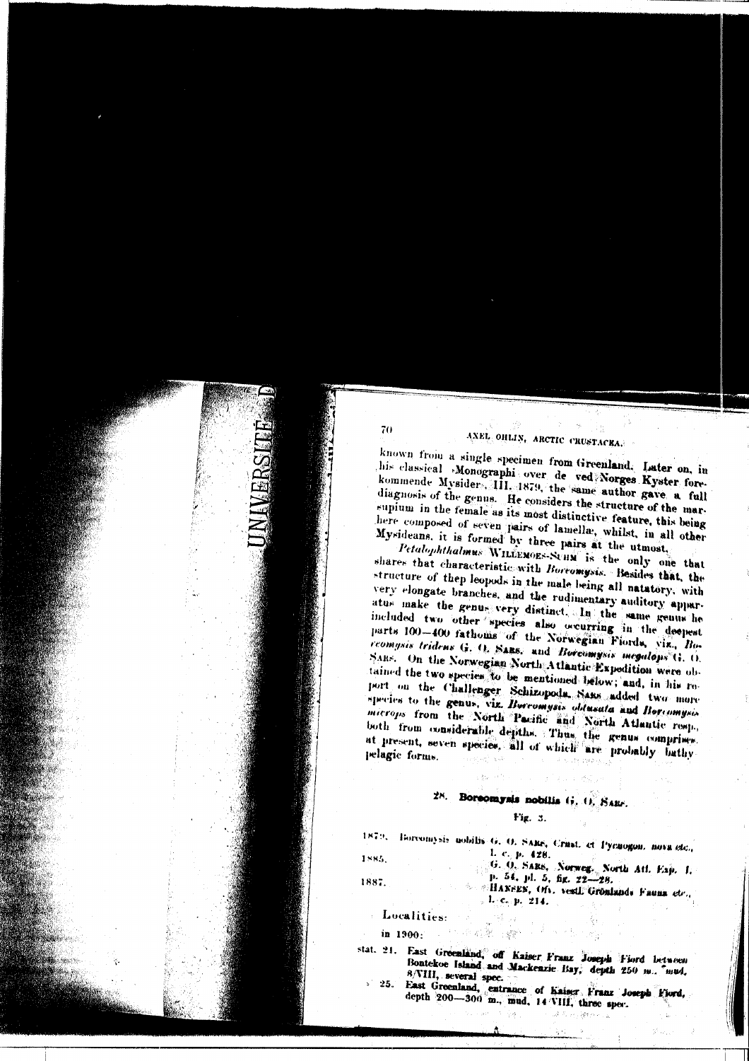known from a single specimen from Greenland. Later on, in his classical »Monographi over de ved Norges Kyster forekommende Mysider», III, 1879, the same author gave a full diagnosis of the genus. He considers the structure of the marsupium in the female as its most distinctive feature, this being here composed of seven pairs of lamellæ, whilst, in all other Mysideans, it is formed by three pairs at the utmost.

*Petalophthalmus* WILLEMOES-SUHM is the only one that shares that characteristic with *Boreomysis*. Besides that, the structure of thep leopods in the male being all natatory, with very elongate branches, and the rudimentary auditory apparatus make the genus very distinct. In the same genus he included two other species also occurring in the deepest parts 100—400 fathoms of the Norwegian Fiords, viz., *Boreomysis tridens* G. O. SARS, and *Boreomysis megalops* G. O. SARS. On the Norwegian North Atlantic Expedition were obtained the two species to be mentioned below; and, in his report on the Challenger Schizopoda, SARS added two more species to the genus, viz. *Boreomysis obtusata* and *Boreomysis microps* from the North Pacific and North Atlantic resp., both from considerable depths. Thus the genus comprises, at present, seven species, all of which are probably bathypelagic forms.

## 28. Boreomysis nobilis G. O. SARS.

Fig. 3.

1879. Boreomysis nobilis G. O. SARS, Crust. et Pycnogon. nova etc., l. c. p. 428.

1885. G. O. SARS, Norweg. North Atl. Exp. I, p. 54, pl. 5, fig. 22—28.

1887. HANSEN, Ofv. vestl. Grönlands Fauna etc., l. c. p. 214.

Localities:

in 1900:

stat. 21. East Greenland, off Kaiser Franz Joseph Fiord between Bontekoe Island and Mackenzie Bay, depth 250 m., mud, 8/VIII, several spec.

» 25. East Greenland, entrance of Kaiser Franz Joseph Fiord, depth 200—300 m., mud, 14/VIII, three spec.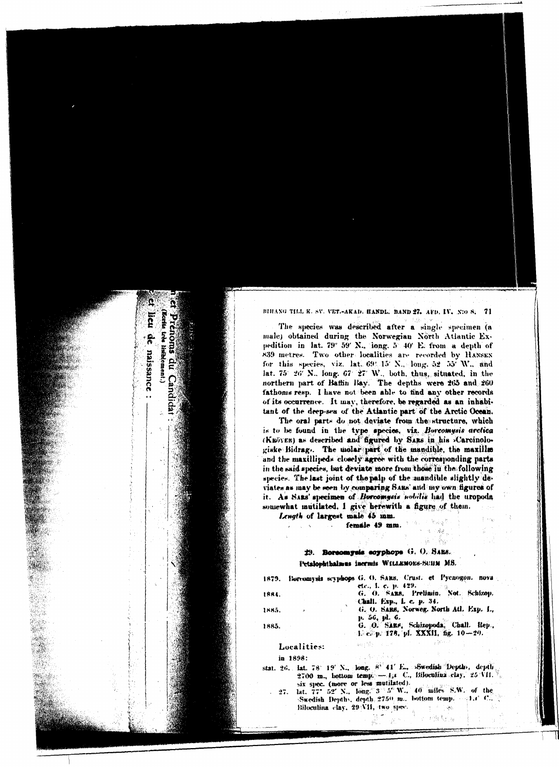The species was described after a single specimen (a male) obtained during the Norwegian North Atlantic Expedition in lat. 79° 59′ N., long. 5° 40′ E. from a depth of 839 metres. Two other localities are recorded by HANSEN for this species, viz. lat. 69° 15′ N., long. 52° 55′ W., and lat. 75° 26′ N., long. 67° 27′ W., both, thus, situated, in the northern part of Baffin Bay. The depths were 265 and 260 fathoms resp. I have not been able to find any other records of its occurrence. It may, therefore, be regarded as an inhabitant of the deep-sea of the Atlantic part of the Arctic Ocean.

The oral parts do not deviate from the structure, which is to be found in the type species, viz. *Boreomysis arctica* (KRÖYER) as described and figured by SARS in his »Carcinologiske Bidrag». The molar part of the mandible, the maxillæ and the maxillipeds closely agree with the corresponding parts in the said species, but deviate more from those in the following species. The last joint of the palp of the mandible slightly deviates as may be seen by comparing SARS' and my own figures of it. As SARS' specimen of *Boreomysis nobilis* had the uropoda somewhat mutilated, I give herewith a figure of them.

*Length* of largest male 45 mm.
female 49 mm.

### 29. **Boreomysis scyphops** G. O. SARS.

**Petalophthalmus inermis** WILLEMOES-SUHM MS.

1879. Boreomysis scyphops G. O. SARS, Crust. et Pycnogon. nova etc., l. c. p. 429.
1884. G. O. SARS, Prelimin. Not. Schizop. Chall. Exp., l. c. p. 34.
1885. G. O. SARS, Norweg. North Atl. Exp. I., p. 56, pl. 6.
1885. G. O. SARS, Schizopoda, Chall. Rep., l. c. p. 178, pl. XXXII, fig. 10—20.

Localities:

in 1898:

stat. 26. lat. 78° 19′ N., long. 8° 41′ E., »Swedish Depth», depth 2700 m., bottom temp. —1,4 C., Biloculina clay, 25 VII, six spec. (more or less mutilated).

27. lat. 77° 52′ N., long. 3° 5′ W., 40 miles S.W. of the »Swedish Depth», depth 2750 m., bottom temp. —1,4° C., Biloculina clay, 29 VII, two spec.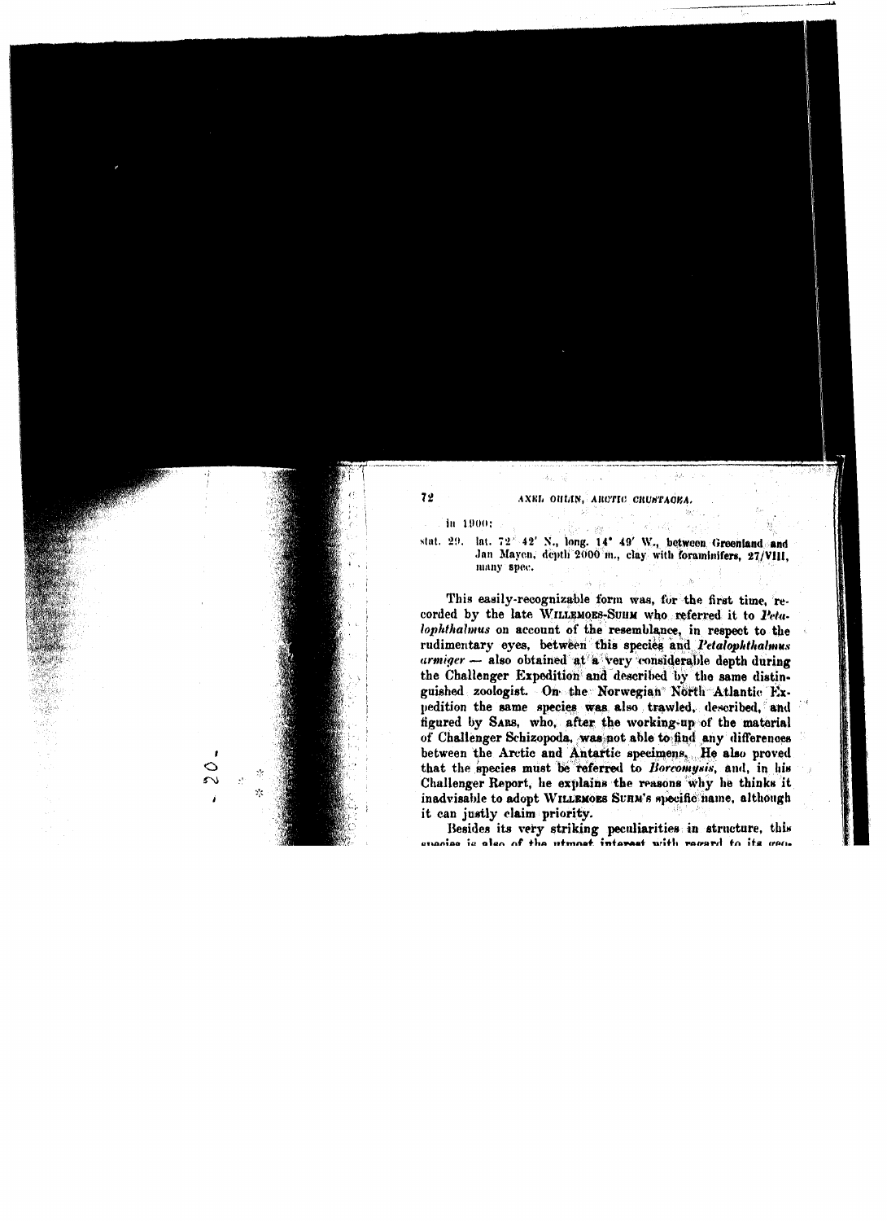in 1900:

Stat. 29. lat. 72° 42' N., long. 14° 49' W., between Greenland and Jan Mayen, depth 2000 m., clay with foraminifers, 27/VIII, many spec.

This easily-recognizable form was, for the first time, recorded by the late WILLEMOES-SUHM who referred it to *Petalophthalmus* on account of the resemblance, in respect to the rudimentary eyes, between this species and *Petalophthalmus armiger* — also obtained at a very considerable depth during the Challenger Expedition and described by the same distinguished zoologist. On the Norwegian North Atlantic Expedition the same species was also trawled, described, and figured by SARS, who, after the working-up of the material of Challenger Schizopoda, was not able to find any differences between the Arctic and Antartic specimens. He also proved that the species must be referred to *Boreomysis*, and, in his Challenger Report, he explains the reasons why he thinks it inadvisable to adopt WILLEMOES SUHM'S specific name, although it can justly claim priority.

Besides its very striking peculiarities in structure, this species is also of the utmost interest with regard to its geo-